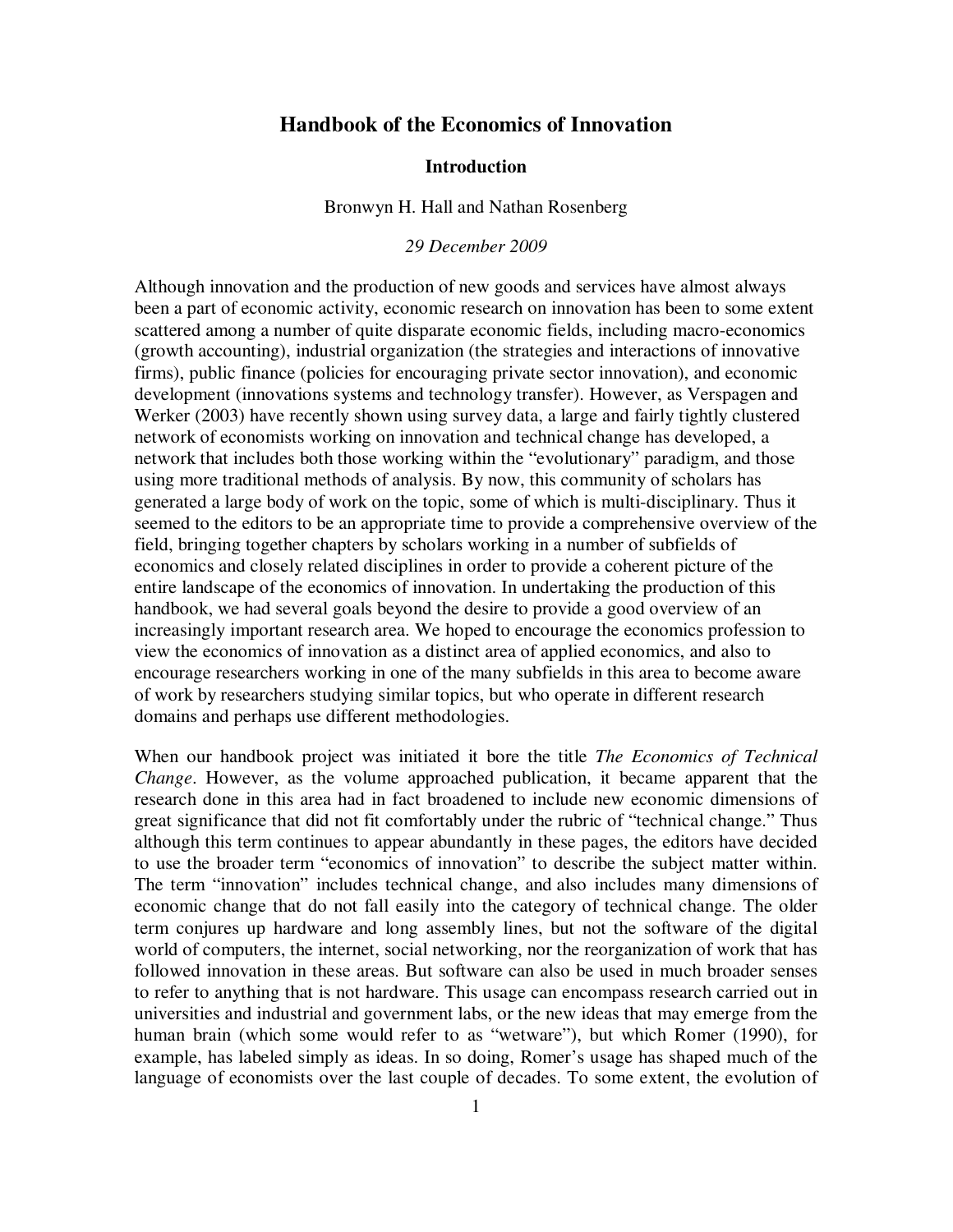# Handbook of the Economics of Innovation

## Introduction

Bronwyn H. Hall and Nathan Rosenberg

*29 December 2009*

Although innovation and the production of new goods and services have almost always been a part of economic activity, economic research on innovation has been to some extent scattered among a number of quite disparate economic fields, including macro-economics (growth accounting), industrial organization (the strategies and interactions of innovative firms), public finance (policies for encouraging private sector innovation), and economic development (innovations systems and technology transfer). However, as Verspagen and Werker (2003) have recently shown using survey data, a large and fairly tightly clustered network of economists working on innovation and technical change has developed, a network that includes both those working within the "evolutionary" paradigm, and those using more traditional methods of analysis. By now, this community of scholars has generated a large body of work on the topic, some of which is multi-disciplinary. Thus it seemed to the editors to be an appropriate time to provide a comprehensive overview of the field, bringing together chapters by scholars working in a number of subfields of economics and closely related disciplines in order to provide a coherent picture of the entire landscape of the economics of innovation. In undertaking the production of this handbook, we had several goals beyond the desire to provide a good overview of an increasingly important research area. We hoped to encourage the economics profession to view the economics of innovation as a distinct area of applied economics, and also to encourage researchers working in one of the many subfields in this area to become aware of work by researchers studying similar topics, but who operate in different research domains and perhaps use different methodologies.

When our handbook project was initiated it bore the title *The Economics of Technical Change*. However, as the volume approached publication, it became apparent that the research done in this area had in fact broadened to include new economic dimensions of great significance that did not fit comfortably under the rubric of "technical change." Thus although this term continues to appear abundantly in these pages, the editors have decided to use the broader term "economics of innovation" to describe the subject matter within. The term "innovation" includes technical change, and also includes many dimensions of economic change that do not fall easily into the category of technical change. The older term conjures up hardware and long assembly lines, but not the software of the digital world of computers, the internet, social networking, nor the reorganization of work that has followed innovation in these areas. But software can also be used in much broader senses to refer to anything that is not hardware. This usage can encompass research carried out in universities and industrial and government labs, or the new ideas that may emerge from the human brain (which some would refer to as "wetware"), but which Romer (1990), for example, has labeled simply as ideas. In so doing, Romer's usage has shaped much of the language of economists over the last couple of decades. To some extent, the evolution of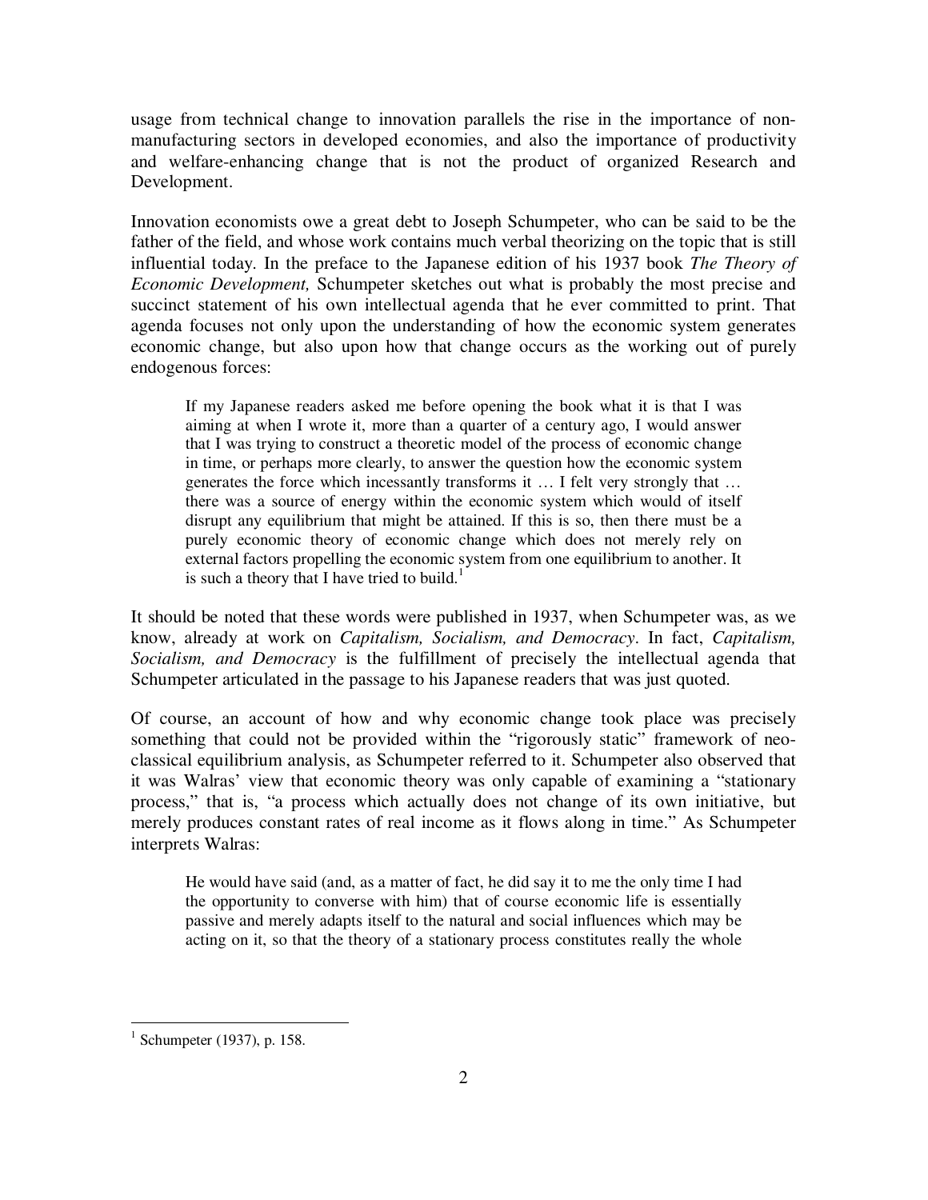usage from technical change to innovation parallels the rise in the importance of non-manufacturing sectors in developed economies, and also the importance of productivity and welfare-enhancing change that is not the product of organized Research and Development.

Innovation economists owe a great debt to Joseph Schumpeter, who can be said to be the father of the field, and whose work contains much verbal theorizing on the topic that is still influential today. In the preface to the Japanese edition of his 1937 book *The Theory of Economic Development,* Schumpeter sketches out what is probably the most precise and succinct statement of his own intellectual agenda that he ever committed to print. That agenda focuses not only upon the understanding of how the economic system generates economic change, but also upon how that change occurs as the working out of purely endogenous forces:

> If my Japanese readers asked me before opening the book what it is that I was aiming at when I wrote it, more than a quarter of a century ago, I would answer that I was trying to construct a theoretic model of the process of economic change in time, or perhaps more clearly, to answer the question how the economic system generates the force which incessantly transforms it … I felt very strongly that … there was a source of energy within the economic system which would of itself disrupt any equilibrium that might be attained. If this is so, then there must be a purely economic theory of economic change which does not merely rely on external factors propelling the economic system from one equilibrium to another. It is such a theory that I have tried to build.[1]

It should be noted that these words were published in 1937, when Schumpeter was, as we know, already at work on *Capitalism, Socialism, and Democracy*. In fact, *Capitalism, Socialism, and Democracy* is the fulfillment of precisely the intellectual agenda that Schumpeter articulated in the passage to his Japanese readers that was just quoted.

Of course, an account of how and why economic change took place was precisely something that could not be provided within the "rigorously static" framework of neo-classical equilibrium analysis, as Schumpeter referred to it. Schumpeter also observed that it was Walras' view that economic theory was only capable of examining a "stationary process," that is, "a process which actually does not change of its own initiative, but merely produces constant rates of real income as it flows along in time." As Schumpeter interprets Walras:

> He would have said (and, as a matter of fact, he did say it to me the only time I had the opportunity to converse with him) that of course economic life is essentially passive and merely adapts itself to the natural and social influences which may be acting on it, so that the theory of a stationary process constitutes really the whole

[1] Schumpeter (1937), p. 158.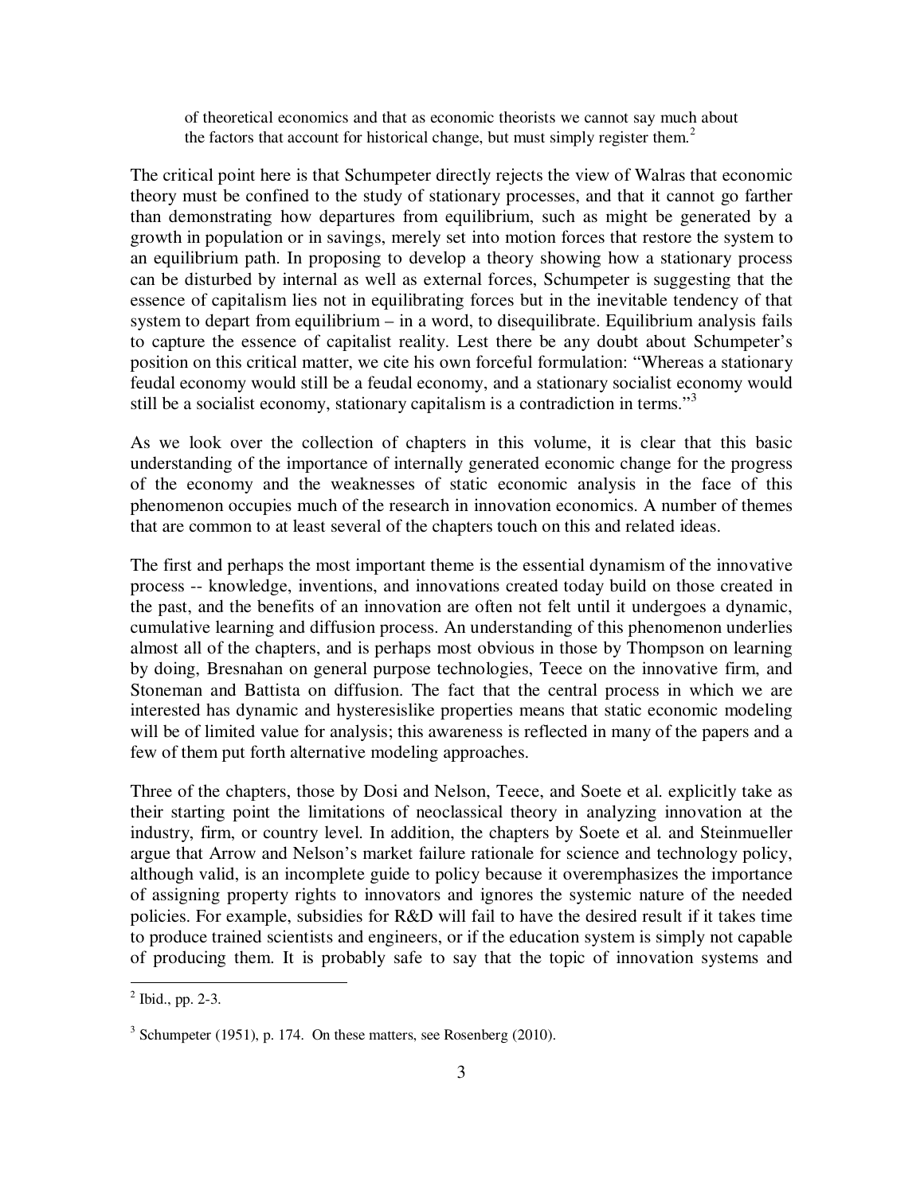> of theoretical economics and that as economic theorists we cannot say much about the factors that account for historical change, but must simply register them.[2]

The critical point here is that Schumpeter directly rejects the view of Walras that economic theory must be confined to the study of stationary processes, and that it cannot go farther than demonstrating how departures from equilibrium, such as might be generated by a growth in population or in savings, merely set into motion forces that restore the system to an equilibrium path. In proposing to develop a theory showing how a stationary process can be disturbed by internal as well as external forces, Schumpeter is suggesting that the essence of capitalism lies not in equilibrating forces but in the inevitable tendency of that system to depart from equilibrium – in a word, to disequilibrate. Equilibrium analysis fails to capture the essence of capitalist reality. Lest there be any doubt about Schumpeter's position on this critical matter, we cite his own forceful formulation: "Whereas a stationary feudal economy would still be a feudal economy, and a stationary socialist economy would still be a socialist economy, stationary capitalism is a contradiction in terms."[3]

As we look over the collection of chapters in this volume, it is clear that this basic understanding of the importance of internally generated economic change for the progress of the economy and the weaknesses of static economic analysis in the face of this phenomenon occupies much of the research in innovation economics. A number of themes that are common to at least several of the chapters touch on this and related ideas.

The first and perhaps the most important theme is the essential dynamism of the innovative process -- knowledge, inventions, and innovations created today build on those created in the past, and the benefits of an innovation are often not felt until it undergoes a dynamic, cumulative learning and diffusion process. An understanding of this phenomenon underlies almost all of the chapters, and is perhaps most obvious in those by Thompson on learning by doing, Bresnahan on general purpose technologies, Teece on the innovative firm, and Stoneman and Battista on diffusion. The fact that the central process in which we are interested has dynamic and hysteresislike properties means that static economic modeling will be of limited value for analysis; this awareness is reflected in many of the papers and a few of them put forth alternative modeling approaches.

Three of the chapters, those by Dosi and Nelson, Teece, and Soete et al. explicitly take as their starting point the limitations of neoclassical theory in analyzing innovation at the industry, firm, or country level. In addition, the chapters by Soete et al. and Steinmueller argue that Arrow and Nelson's market failure rationale for science and technology policy, although valid, is an incomplete guide to policy because it overemphasizes the importance of assigning property rights to innovators and ignores the systemic nature of the needed policies. For example, subsidies for R&D will fail to have the desired result if it takes time to produce trained scientists and engineers, or if the education system is simply not capable of producing them. It is probably safe to say that the topic of innovation systems and

---

[2] Ibid., pp. 2-3.

[3] Schumpeter (1951), p. 174. On these matters, see Rosenberg (2010).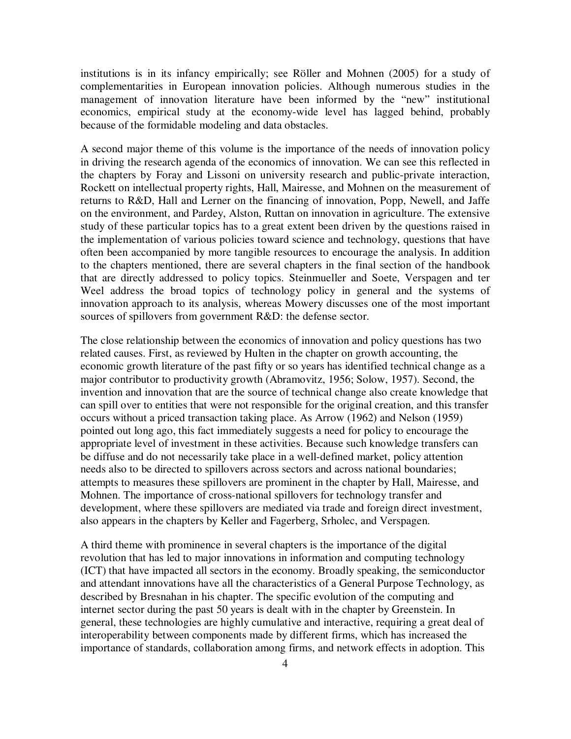institutions is in its infancy empirically; see Röller and Mohnen (2005) for a study of complementarities in European innovation policies. Although numerous studies in the management of innovation literature have been informed by the "new" institutional economics, empirical study at the economy-wide level has lagged behind, probably because of the formidable modeling and data obstacles.

A second major theme of this volume is the importance of the needs of innovation policy in driving the research agenda of the economics of innovation. We can see this reflected in the chapters by Foray and Lissoni on university research and public-private interaction, Rockett on intellectual property rights, Hall, Mairesse, and Mohnen on the measurement of returns to R&D, Hall and Lerner on the financing of innovation, Popp, Newell, and Jaffe on the environment, and Pardey, Alston, Ruttan on innovation in agriculture. The extensive study of these particular topics has to a great extent been driven by the questions raised in the implementation of various policies toward science and technology, questions that have often been accompanied by more tangible resources to encourage the analysis. In addition to the chapters mentioned, there are several chapters in the final section of the handbook that are directly addressed to policy topics. Steinmueller and Soete, Verspagen and ter Weel address the broad topics of technology policy in general and the systems of innovation approach to its analysis, whereas Mowery discusses one of the most important sources of spillovers from government R&D: the defense sector.

The close relationship between the economics of innovation and policy questions has two related causes. First, as reviewed by Hulten in the chapter on growth accounting, the economic growth literature of the past fifty or so years has identified technical change as a major contributor to productivity growth (Abramovitz, 1956; Solow, 1957). Second, the invention and innovation that are the source of technical change also create knowledge that can spill over to entities that were not responsible for the original creation, and this transfer occurs without a priced transaction taking place. As Arrow (1962) and Nelson (1959) pointed out long ago, this fact immediately suggests a need for policy to encourage the appropriate level of investment in these activities. Because such knowledge transfers can be diffuse and do not necessarily take place in a well-defined market, policy attention needs also to be directed to spillovers across sectors and across national boundaries; attempts to measures these spillovers are prominent in the chapter by Hall, Mairesse, and Mohnen. The importance of cross-national spillovers for technology transfer and development, where these spillovers are mediated via trade and foreign direct investment, also appears in the chapters by Keller and Fagerberg, Srholec, and Verspagen.

A third theme with prominence in several chapters is the importance of the digital revolution that has led to major innovations in information and computing technology (ICT) that have impacted all sectors in the economy. Broadly speaking, the semiconductor and attendant innovations have all the characteristics of a General Purpose Technology, as described by Bresnahan in his chapter. The specific evolution of the computing and internet sector during the past 50 years is dealt with in the chapter by Greenstein. In general, these technologies are highly cumulative and interactive, requiring a great deal of interoperability between components made by different firms, which has increased the importance of standards, collaboration among firms, and network effects in adoption. This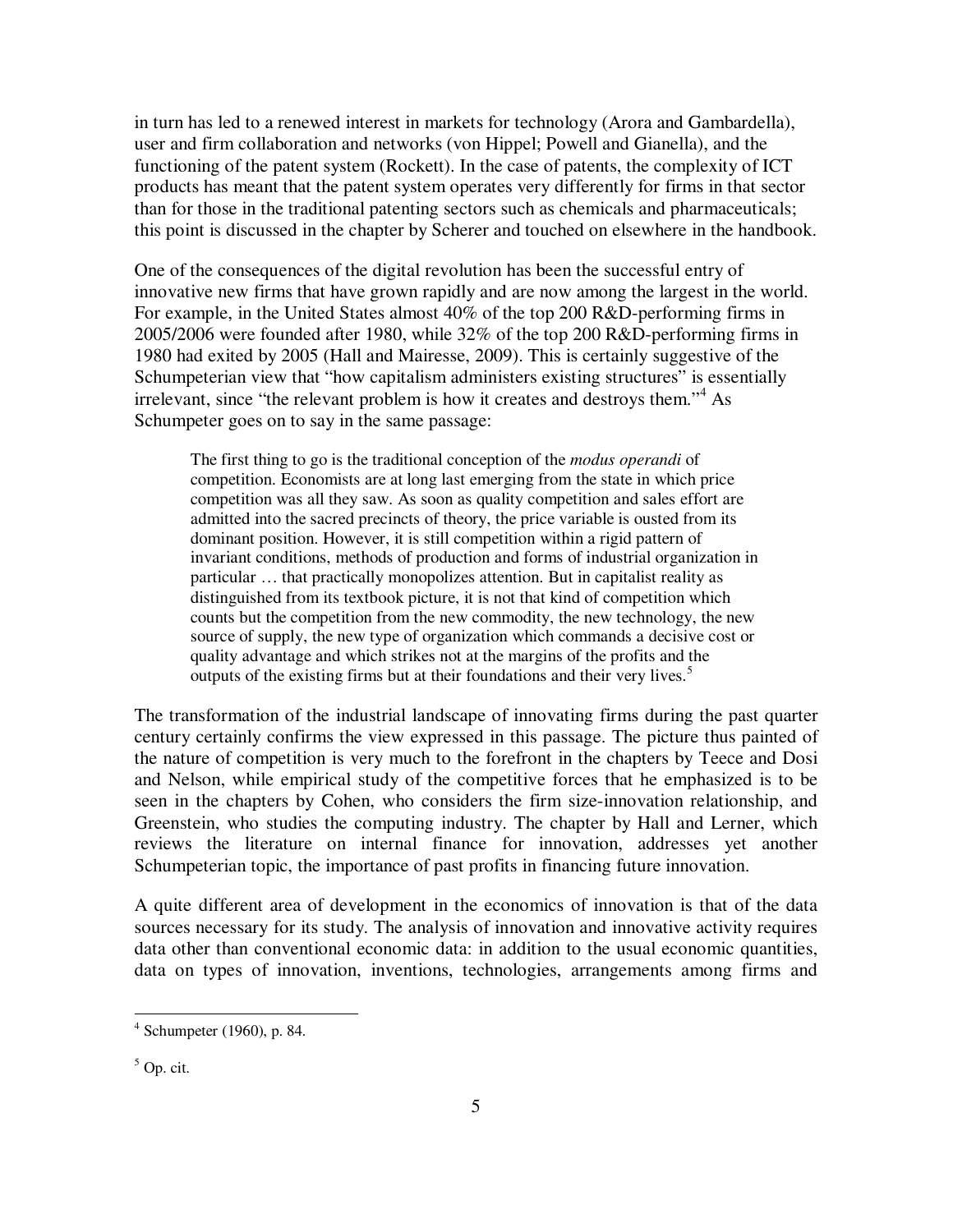in turn has led to a renewed interest in markets for technology (Arora and Gambardella), user and firm collaboration and networks (von Hippel; Powell and Gianella), and the functioning of the patent system (Rockett). In the case of patents, the complexity of ICT products has meant that the patent system operates very differently for firms in that sector than for those in the traditional patenting sectors such as chemicals and pharmaceuticals; this point is discussed in the chapter by Scherer and touched on elsewhere in the handbook.

One of the consequences of the digital revolution has been the successful entry of innovative new firms that have grown rapidly and are now among the largest in the world. For example, in the United States almost 40% of the top 200 R&D-performing firms in 2005/2006 were founded after 1980, while 32% of the top 200 R&D-performing firms in 1980 had exited by 2005 (Hall and Mairesse, 2009). This is certainly suggestive of the Schumpeterian view that "how capitalism administers existing structures" is essentially irrelevant, since "the relevant problem is how it creates and destroys them."[4] As Schumpeter goes on to say in the same passage:

> The first thing to go is the traditional conception of the *modus operandi* of competition. Economists are at long last emerging from the state in which price competition was all they saw. As soon as quality competition and sales effort are admitted into the sacred precincts of theory, the price variable is ousted from its dominant position. However, it is still competition within a rigid pattern of invariant conditions, methods of production and forms of industrial organization in particular … that practically monopolizes attention. But in capitalist reality as distinguished from its textbook picture, it is not that kind of competition which counts but the competition from the new commodity, the new technology, the new source of supply, the new type of organization which commands a decisive cost or quality advantage and which strikes not at the margins of the profits and the outputs of the existing firms but at their foundations and their very lives.[5]

The transformation of the industrial landscape of innovating firms during the past quarter century certainly confirms the view expressed in this passage. The picture thus painted of the nature of competition is very much to the forefront in the chapters by Teece and Dosi and Nelson, while empirical study of the competitive forces that he emphasized is to be seen in the chapters by Cohen, who considers the firm size-innovation relationship, and Greenstein, who studies the computing industry. The chapter by Hall and Lerner, which reviews the literature on internal finance for innovation, addresses yet another Schumpeterian topic, the importance of past profits in financing future innovation.

A quite different area of development in the economics of innovation is that of the data sources necessary for its study. The analysis of innovation and innovative activity requires data other than conventional economic data: in addition to the usual economic quantities, data on types of innovation, inventions, technologies, arrangements among firms and

---

[4] Schumpeter (1960), p. 84.

[5] Op. cit.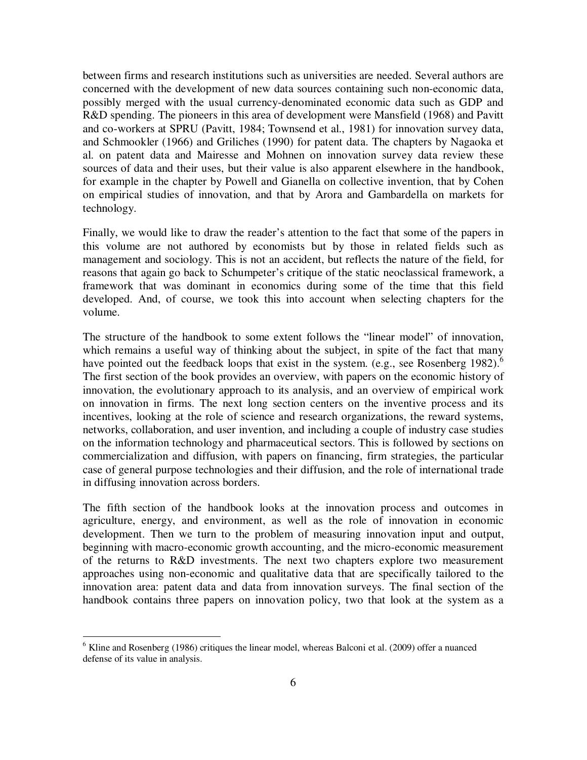between firms and research institutions such as universities are needed. Several authors are concerned with the development of new data sources containing such non-economic data, possibly merged with the usual currency-denominated economic data such as GDP and R&D spending. The pioneers in this area of development were Mansfield (1968) and Pavitt and co-workers at SPRU (Pavitt, 1984; Townsend et al., 1981) for innovation survey data, and Schmookler (1966) and Griliches (1990) for patent data. The chapters by Nagaoka et al. on patent data and Mairesse and Mohnen on innovation survey data review these sources of data and their uses, but their value is also apparent elsewhere in the handbook, for example in the chapter by Powell and Gianella on collective invention, that by Cohen on empirical studies of innovation, and that by Arora and Gambardella on markets for technology.

Finally, we would like to draw the reader's attention to the fact that some of the papers in this volume are not authored by economists but by those in related fields such as management and sociology. This is not an accident, but reflects the nature of the field, for reasons that again go back to Schumpeter's critique of the static neoclassical framework, a framework that was dominant in economics during some of the time that this field developed. And, of course, we took this into account when selecting chapters for the volume.

The structure of the handbook to some extent follows the "linear model" of innovation, which remains a useful way of thinking about the subject, in spite of the fact that many have pointed out the feedback loops that exist in the system. (e.g., see Rosenberg 1982).[6] The first section of the book provides an overview, with papers on the economic history of innovation, the evolutionary approach to its analysis, and an overview of empirical work on innovation in firms. The next long section centers on the inventive process and its incentives, looking at the role of science and research organizations, the reward systems, networks, collaboration, and user invention, and including a couple of industry case studies on the information technology and pharmaceutical sectors. This is followed by sections on commercialization and diffusion, with papers on financing, firm strategies, the particular case of general purpose technologies and their diffusion, and the role of international trade in diffusing innovation across borders.

The fifth section of the handbook looks at the innovation process and outcomes in agriculture, energy, and environment, as well as the role of innovation in economic development. Then we turn to the problem of measuring innovation input and output, beginning with macro-economic growth accounting, and the micro-economic measurement of the returns to R&D investments. The next two chapters explore two measurement approaches using non-economic and qualitative data that are specifically tailored to the innovation area: patent data and data from innovation surveys. The final section of the handbook contains three papers on innovation policy, two that look at the system as a

[6] Kline and Rosenberg (1986) critiques the linear model, whereas Balconi et al. (2009) offer a nuanced defense of its value in analysis.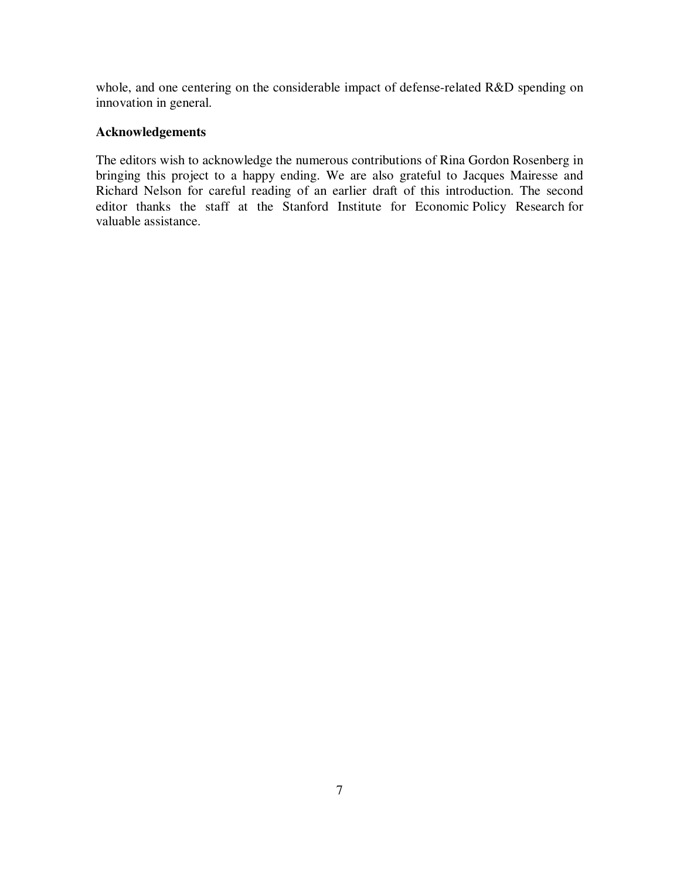whole, and one centering on the considerable impact of defense-related R&D spending on innovation in general.

## Acknowledgements

The editors wish to acknowledge the numerous contributions of Rina Gordon Rosenberg in bringing this project to a happy ending. We are also grateful to Jacques Mairesse and Richard Nelson for careful reading of an earlier draft of this introduction. The second editor thanks the staff at the Stanford Institute for Economic Policy Research for valuable assistance.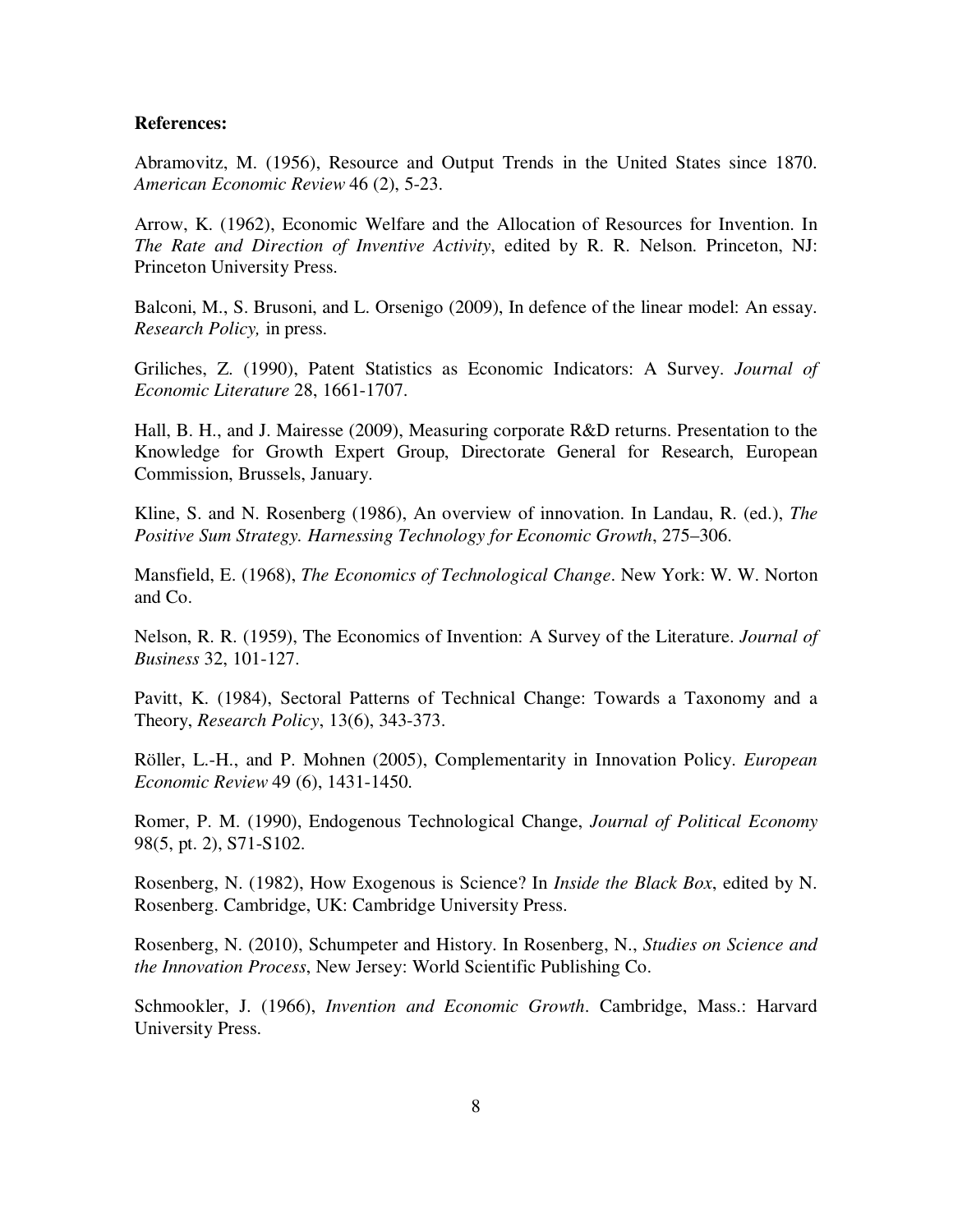**References:**

Abramovitz, M. (1956), Resource and Output Trends in the United States since 1870. *American Economic Review* 46 (2), 5-23.

Arrow, K. (1962), Economic Welfare and the Allocation of Resources for Invention. In *The Rate and Direction of Inventive Activity*, edited by R. R. Nelson. Princeton, NJ: Princeton University Press.

Balconi, M., S. Brusoni, and L. Orsenigo (2009), In defence of the linear model: An essay. *Research Policy,* in press.

Griliches, Z. (1990), Patent Statistics as Economic Indicators: A Survey. *Journal of Economic Literature* 28, 1661-1707.

Hall, B. H., and J. Mairesse (2009), Measuring corporate R&D returns. Presentation to the Knowledge for Growth Expert Group, Directorate General for Research, European Commission, Brussels, January.

Kline, S. and N. Rosenberg (1986), An overview of innovation. In Landau, R. (ed.), *The Positive Sum Strategy. Harnessing Technology for Economic Growth*, 275–306.

Mansfield, E. (1968), *The Economics of Technological Change*. New York: W. W. Norton and Co.

Nelson, R. R. (1959), The Economics of Invention: A Survey of the Literature. *Journal of Business* 32, 101-127.

Pavitt, K. (1984), Sectoral Patterns of Technical Change: Towards a Taxonomy and a Theory, *Research Policy*, 13(6), 343-373.

Röller, L.-H., and P. Mohnen (2005), Complementarity in Innovation Policy. *European Economic Review* 49 (6), 1431-1450.

Romer, P. M. (1990), Endogenous Technological Change, *Journal of Political Economy* 98(5, pt. 2), S71-S102.

Rosenberg, N. (1982), How Exogenous is Science? In *Inside the Black Box*, edited by N. Rosenberg. Cambridge, UK: Cambridge University Press.

Rosenberg, N. (2010), Schumpeter and History. In Rosenberg, N., *Studies on Science and the Innovation Process*, New Jersey: World Scientific Publishing Co.

Schmookler, J. (1966), *Invention and Economic Growth*. Cambridge, Mass.: Harvard University Press.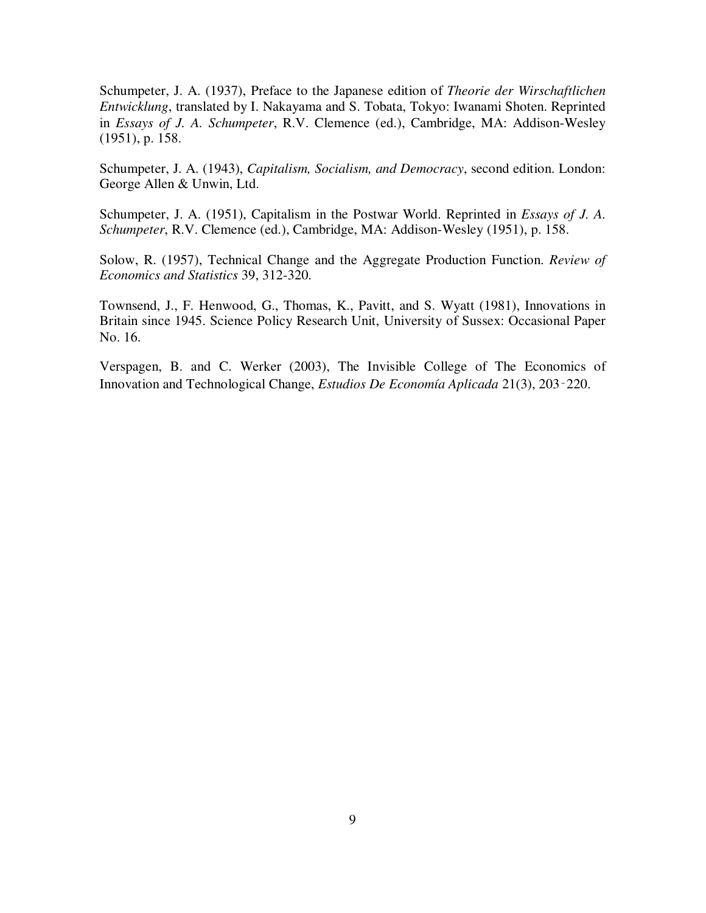Schumpeter, J. A. (1937), Preface to the Japanese edition of *Theorie der Wirschaftlichen Entwicklung*, translated by I. Nakayama and S. Tobata, Tokyo: Iwanami Shoten. Reprinted in *Essays of J. A. Schumpeter*, R.V. Clemence (ed.), Cambridge, MA: Addison-Wesley (1951), p. 158.

Schumpeter, J. A. (1943), *Capitalism, Socialism, and Democracy*, second edition. London: George Allen & Unwin, Ltd.

Schumpeter, J. A. (1951), Capitalism in the Postwar World. Reprinted in *Essays of J. A. Schumpeter*, R.V. Clemence (ed.), Cambridge, MA: Addison-Wesley (1951), p. 158.

Solow, R. (1957), Technical Change and the Aggregate Production Function. *Review of Economics and Statistics* 39, 312-320.

Townsend, J., F. Henwood, G., Thomas, K., Pavitt, and S. Wyatt (1981), Innovations in Britain since 1945. Science Policy Research Unit, University of Sussex: Occasional Paper No. 16.

Verspagen, B. and C. Werker (2003), The Invisible College of The Economics of Innovation and Technological Change, *Estudios De Economía Aplicada* 21(3), 203‑220.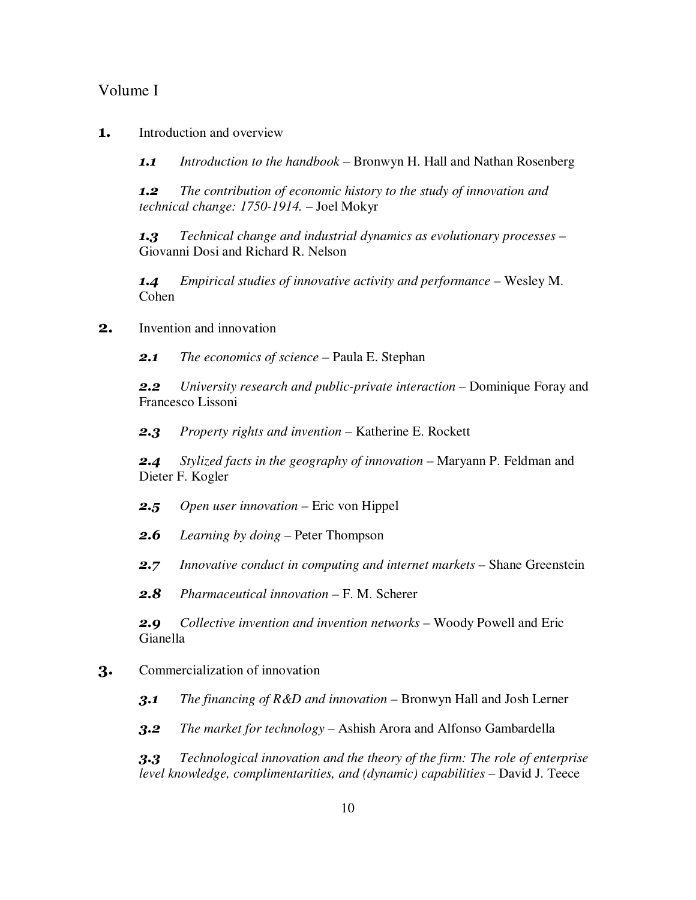## Volume I

**1.** Introduction and overview

- ***1.1*** *Introduction to the handbook* – Bronwyn H. Hall and Nathan Rosenberg

- ***1.2*** *The contribution of economic history to the study of innovation and technical change: 1750-1914.* – Joel Mokyr

- ***1.3*** *Technical change and industrial dynamics as evolutionary processes* – Giovanni Dosi and Richard R. Nelson

- ***1.4*** *Empirical studies of innovative activity and performance* – Wesley M. Cohen

**2.** Invention and innovation

- ***2.1*** *The economics of science* – Paula E. Stephan

- ***2.2*** *University research and public-private interaction* – Dominique Foray and Francesco Lissoni

- ***2.3*** *Property rights and invention* – Katherine E. Rockett

- ***2.4*** *Stylized facts in the geography of innovation* – Maryann P. Feldman and Dieter F. Kogler

- ***2.5*** *Open user innovation* – Eric von Hippel

- ***2.6*** *Learning by doing* – Peter Thompson

- ***2.7*** *Innovative conduct in computing and internet markets* – Shane Greenstein

- ***2.8*** *Pharmaceutical innovation* – F. M. Scherer

- ***2.9*** *Collective invention and invention networks* – Woody Powell and Eric Gianella

**3.** Commercialization of innovation

- ***3.1*** *The financing of R&D and innovation* – Bronwyn Hall and Josh Lerner

- ***3.2*** *The market for technology* – Ashish Arora and Alfonso Gambardella

- ***3.3*** *Technological innovation and the theory of the firm: The role of enterprise level knowledge, complimentarities, and (dynamic) capabilities* – David J. Teece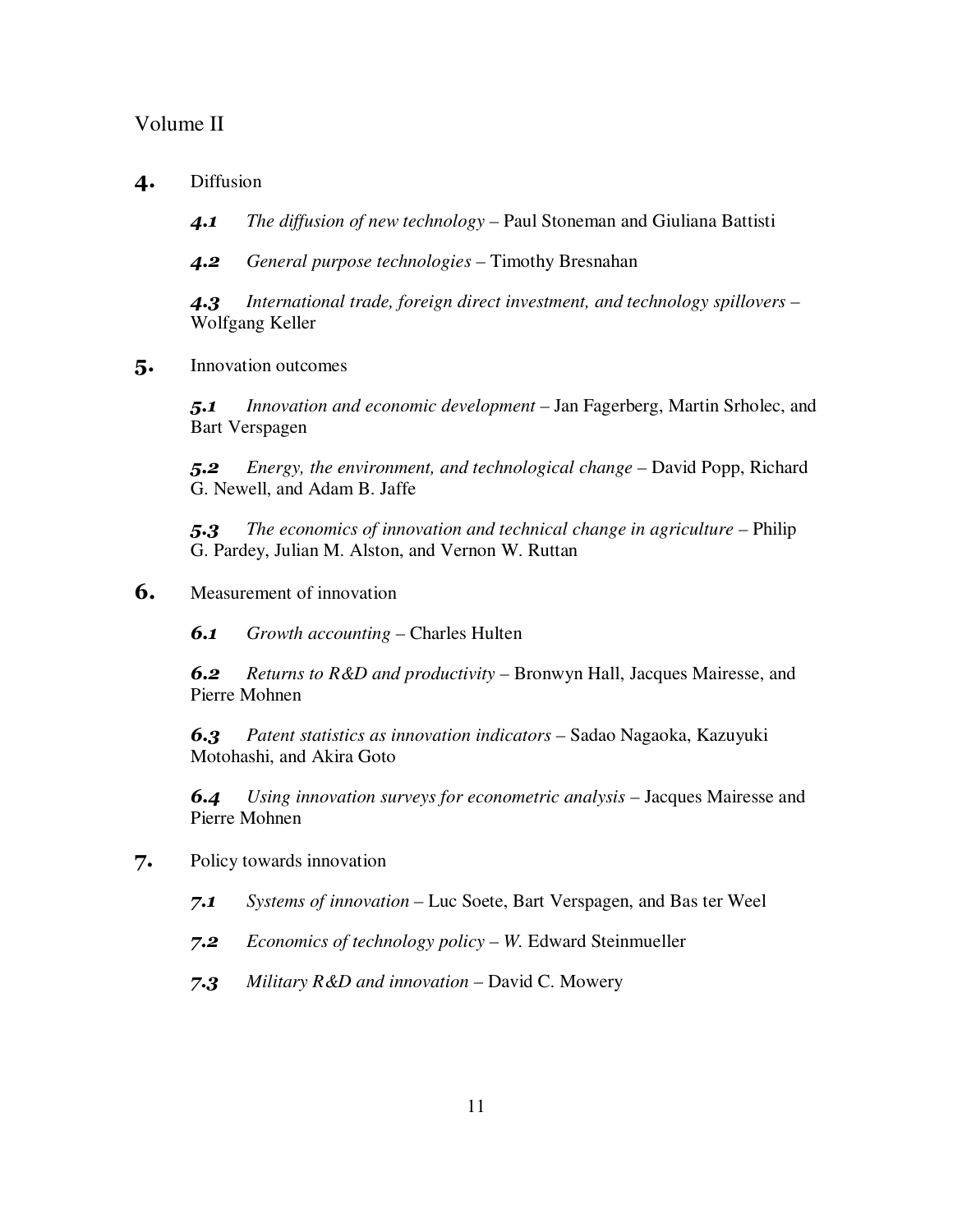Volume II

**4.** Diffusion

*4.1* *The diffusion of new technology* – Paul Stoneman and Giuliana Battisti

*4.2* *General purpose technologies* – Timothy Bresnahan

*4.3* *International trade, foreign direct investment, and technology spillovers* – Wolfgang Keller

**5.** Innovation outcomes

*5.1* *Innovation and economic development* – Jan Fagerberg, Martin Srholec, and Bart Verspagen

*5.2* *Energy, the environment, and technological change* – David Popp, Richard G. Newell, and Adam B. Jaffe

*5.3* *The economics of innovation and technical change in agriculture* – Philip G. Pardey, Julian M. Alston, and Vernon W. Ruttan

**6.** Measurement of innovation

*6.1* *Growth accounting* – Charles Hulten

*6.2* *Returns to R&D and productivity* – Bronwyn Hall, Jacques Mairesse, and Pierre Mohnen

*6.3* *Patent statistics as innovation indicators* – Sadao Nagaoka, Kazuyuki Motohashi, and Akira Goto

*6.4* *Using innovation surveys for econometric analysis* – Jacques Mairesse and Pierre Mohnen

**7.** Policy towards innovation

*7.1* *Systems of innovation* – Luc Soete, Bart Verspagen, and Bas ter Weel

*7.2* *Economics of technology policy* – *W.* Edward Steinmueller

*7.3* *Military R&D and innovation* – David C. Mowery